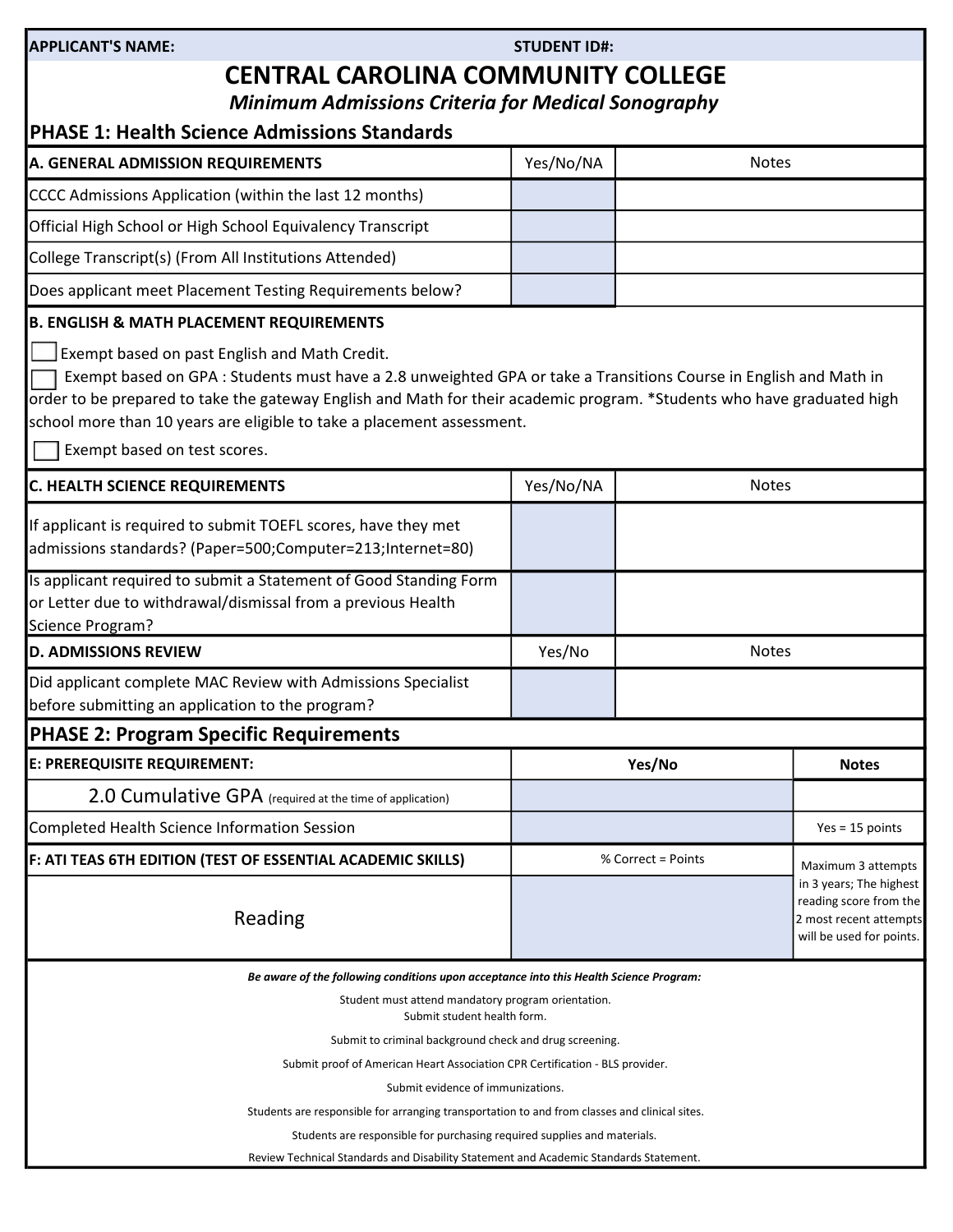| APPLICANT'S NAME: | STUDENT ID#: |
|---|---|

# CENTRAL CAROLINA COMMUNITY COLLEGE

***Minimum Admissions Criteria for Medical Sonography***

## PHASE 1: Health Science Admissions Standards

| A. GENERAL ADMISSION REQUIREMENTS | Yes/No/NA | Notes |
|---|---|---|
| CCCC Admissions Application (within the last 12 months) | | |
| Official High School or High School Equivalency Transcript | | |
| College Transcript(s) (From All Institutions Attended) | | |
| Does applicant meet Placement Testing Requirements below? | | |

**B. ENGLISH & MATH PLACEMENT REQUIREMENTS**

- ☐ Exempt based on past English and Math Credit.
- ☐ Exempt based on GPA : Students must have a 2.8 unweighted GPA or take a Transitions Course in English and Math in order to be prepared to take the gateway English and Math for their academic program. *Students who have graduated high school more than 10 years are eligible to take a placement assessment.
- ☐ Exempt based on test scores.

| C. HEALTH SCIENCE REQUIREMENTS | Yes/No/NA | Notes |
|---|---|---|
| If applicant is required to submit TOEFL scores, have they met admissions standards? (Paper=500;Computer=213;Internet=80) | | |
| Is applicant required to submit a Statement of Good Standing Form or Letter due to withdrawal/dismissal from a previous Health Science Program? | | |

| D. ADMISSIONS REVIEW | Yes/No | Notes |
|---|---|---|
| Did applicant complete MAC Review with Admissions Specialist before submitting an application to the program? | | |

## PHASE 2: Program Specific Requirements

| E: PREREQUISITE REQUIREMENT: | Yes/No | Notes |
|---|---|---|
| 2.0 Cumulative GPA (required at the time of application) | | |
| Completed Health Science Information Session | | Yes = 15 points |

| F: ATI TEAS 6TH EDITION (TEST OF ESSENTIAL ACADEMIC SKILLS) | % Correct = Points | |
|---|---|---|
| Reading | | Maximum 3 attempts in 3 years; The highest reading score from the 2 most recent attempts will be used for points. |

***Be aware of the following conditions upon acceptance into this Health Science Program:***

Student must attend mandatory program orientation.
Submit student health form.

Submit to criminal background check and drug screening.

Submit proof of American Heart Association CPR Certification - BLS provider.

Submit evidence of immunizations.

Students are responsible for arranging transportation to and from classes and clinical sites.

Students are responsible for purchasing required supplies and materials.

Review Technical Standards and Disability Statement and Academic Standards Statement.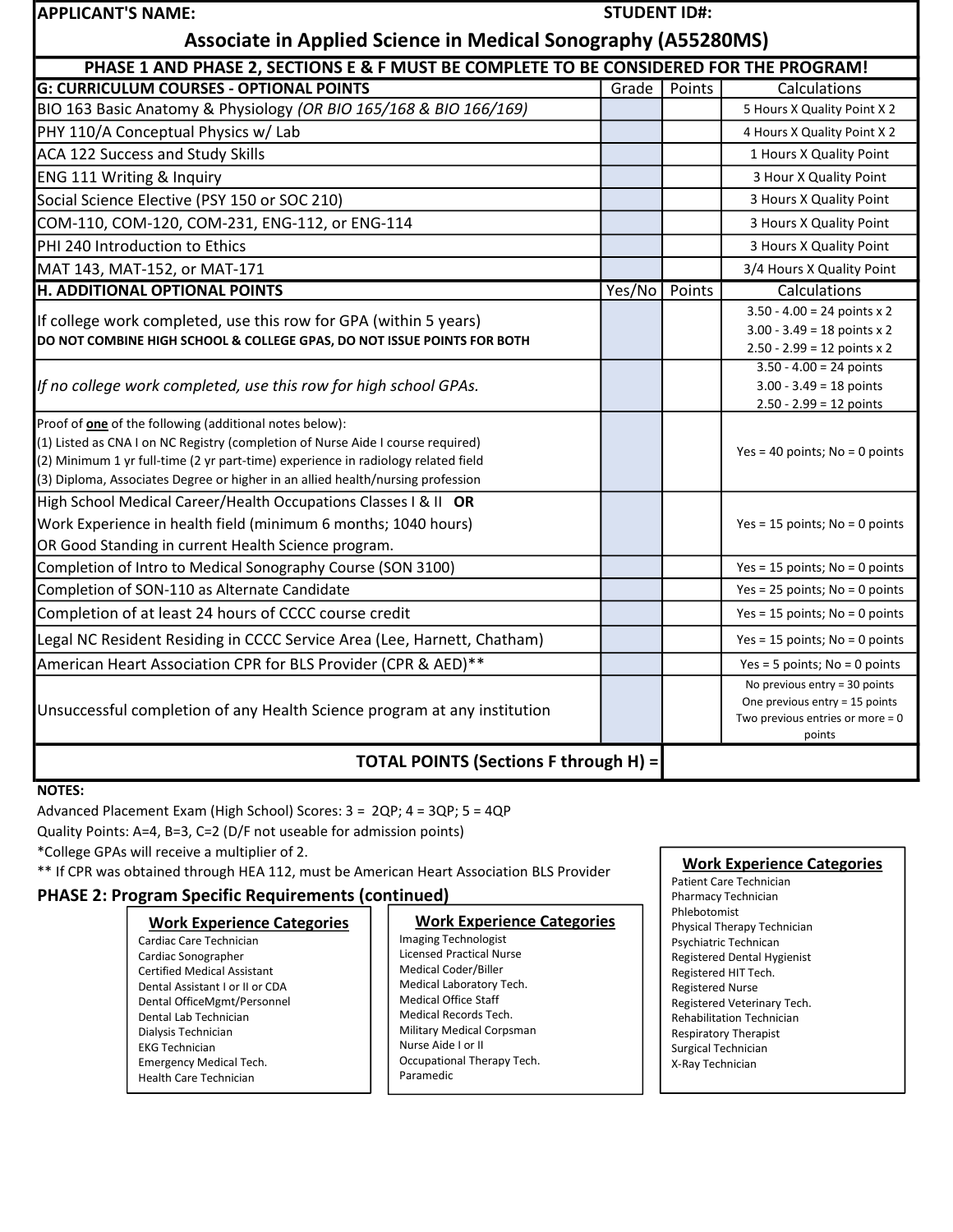| APPLICANT'S NAME: | | STUDENT ID#: | |
|---|---|---|---|
| **Associate in Applied Science in Medical Sonography (A55280MS)** | | | |
| **PHASE 1 AND PHASE 2, SECTIONS E & F MUST BE COMPLETE TO BE CONSIDERED FOR THE PROGRAM!** | | | |
| **G: CURRICULUM COURSES - OPTIONAL POINTS** | Grade | Points | Calculations |
| BIO 163 Basic Anatomy & Physiology *(OR BIO 165/168 & BIO 166/169)* | | | 5 Hours X Quality Point X 2 |
| PHY 110/A Conceptual Physics w/ Lab | | | 4 Hours X Quality Point X 2 |
| ACA 122 Success and Study Skills | | | 1 Hours X Quality Point |
| ENG 111 Writing & Inquiry | | | 3 Hour X Quality Point |
| Social Science Elective (PSY 150 or SOC 210) | | | 3 Hours X Quality Point |
| COM-110, COM-120, COM-231, ENG-112, or ENG-114 | | | 3 Hours X Quality Point |
| PHI 240 Introduction to Ethics | | | 3 Hours X Quality Point |
| MAT 143, MAT-152, or MAT-171 | | | 3/4 Hours X Quality Point |
| **H. ADDITIONAL OPTIONAL POINTS** | Yes/No | Points | Calculations |
| If college work completed, use this row for GPA (within 5 years) **DO NOT COMBINE HIGH SCHOOL & COLLEGE GPAS, DO NOT ISSUE POINTS FOR BOTH** | | | 3.50 - 4.00 = 24 points x 2; 3.00 - 3.49 = 18 points x 2; 2.50 - 2.99 = 12 points x 2 |
| *If no college work completed, use this row for high school GPAs.* | | | 3.50 - 4.00 = 24 points; 3.00 - 3.49 = 18 points; 2.50 - 2.99 = 12 points |
| Proof of **one** of the following (additional notes below): (1) Listed as CNA I on NC Registry (completion of Nurse Aide I course required) (2) Minimum 1 yr full-time (2 yr part-time) experience in radiology related field (3) Diploma, Associates Degree or higher in an allied health/nursing profession | | | Yes = 40 points; No = 0 points |
| High School Medical Career/Health Occupations Classes I & II **OR** Work Experience in health field (minimum 6 months; 1040 hours) OR Good Standing in current Health Science program. | | | Yes = 15 points; No = 0 points |
| Completion of Intro to Medical Sonography Course (SON 3100) | | | Yes = 15 points; No = 0 points |
| Completion of SON-110 as Alternate Candidate | | | Yes = 25 points; No = 0 points |
| Completion of at least 24 hours of CCCC course credit | | | Yes = 15 points; No = 0 points |
| Legal NC Resident Residing in CCCC Service Area (Lee, Harnett, Chatham) | | | Yes = 15 points; No = 0 points |
| American Heart Association CPR for BLS Provider (CPR & AED)** | | | Yes = 5 points; No = 0 points |
| Unsuccessful completion of any Health Science program at any institution | | | No previous entry = 30 points; One previous entry = 15 points; Two previous entries or more = 0 points |
| **TOTAL POINTS (Sections F through H) =** | | | |

**NOTES:**

Advanced Placement Exam (High School) Scores: 3 = 2QP; 4 = 3QP; 5 = 4QP

Quality Points: A=4, B=3, C=2 (D/F not useable for admission points)

*College GPAs will receive a multiplier of 2.

** If CPR was obtained through HEA 112, must be American Heart Association BLS Provider

**PHASE 2: Program Specific Requirements (continued)**

**Work Experience Categories**

- Cardiac Care Technician
- Cardiac Sonographer
- Certified Medical Assistant
- Dental Assistant I or II or CDA
- Dental OfficeMgmt/Personnel
- Dental Lab Technician
- Dialysis Technician
- EKG Technician
- Emergency Medical Tech.
- Health Care Technician
- Imaging Technologist
- Licensed Practical Nurse
- Medical Coder/Biller
- Medical Laboratory Tech.
- Medical Office Staff
- Medical Records Tech.
- Military Medical Corpsman
- Nurse Aide I or II
- Occupational Therapy Tech.
- Paramedic
- Patient Care Technician
- Pharmacy Technician
- Phlebotomist
- Physical Therapy Technician
- Psychiatric Technican
- Registered Dental Hygienist
- Registered HIT Tech.
- Registered Nurse
- Registered Veterinary Tech.
- Rehabilitation Technician
- Respiratory Therapist
- Surgical Technician
- X-Ray Technician